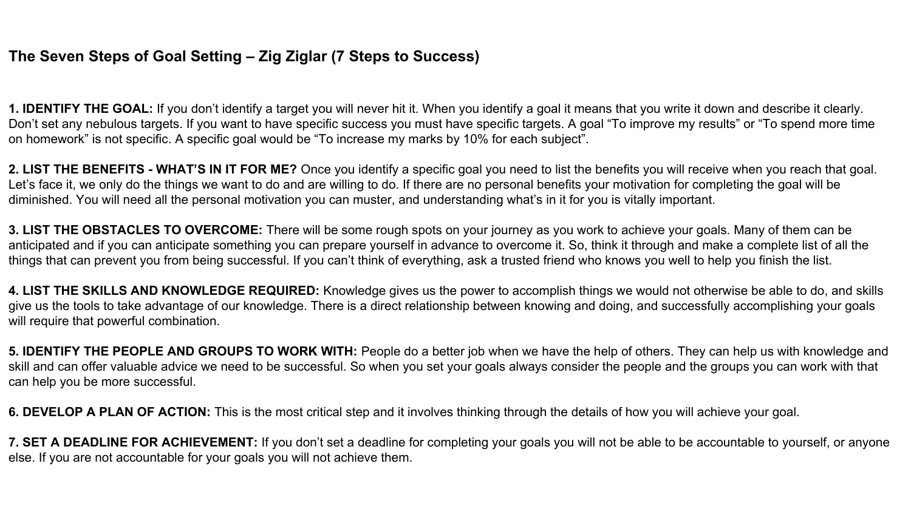# The Seven Steps of Goal Setting – Zig Ziglar (7 Steps to Success)

**1. IDENTIFY THE GOAL:** If you don't identify a target you will never hit it. When you identify a goal it means that you write it down and describe it clearly. Don't set any nebulous targets. If you want to have specific success you must have specific targets. A goal "To improve my results" or "To spend more time on homework" is not specific. A specific goal would be "To increase my marks by 10% for each subject".

**2. LIST THE BENEFITS - WHAT'S IN IT FOR ME?** Once you identify a specific goal you need to list the benefits you will receive when you reach that goal. Let's face it, we only do the things we want to do and are willing to do. If there are no personal benefits your motivation for completing the goal will be diminished. You will need all the personal motivation you can muster, and understanding what's in it for you is vitally important.

**3. LIST THE OBSTACLES TO OVERCOME:** There will be some rough spots on your journey as you work to achieve your goals. Many of them can be anticipated and if you can anticipate something you can prepare yourself in advance to overcome it. So, think it through and make a complete list of all the things that can prevent you from being successful. If you can't think of everything, ask a trusted friend who knows you well to help you finish the list.

**4. LIST THE SKILLS AND KNOWLEDGE REQUIRED:** Knowledge gives us the power to accomplish things we would not otherwise be able to do, and skills give us the tools to take advantage of our knowledge. There is a direct relationship between knowing and doing, and successfully accomplishing your goals will require that powerful combination.

**5. IDENTIFY THE PEOPLE AND GROUPS TO WORK WITH:** People do a better job when we have the help of others. They can help us with knowledge and skill and can offer valuable advice we need to be successful. So when you set your goals always consider the people and the groups you can work with that can help you be more successful.

**6. DEVELOP A PLAN OF ACTION:** This is the most critical step and it involves thinking through the details of how you will achieve your goal.

**7. SET A DEADLINE FOR ACHIEVEMENT:** If you don't set a deadline for completing your goals you will not be able to be accountable to yourself, or anyone else. If you are not accountable for your goals you will not achieve them.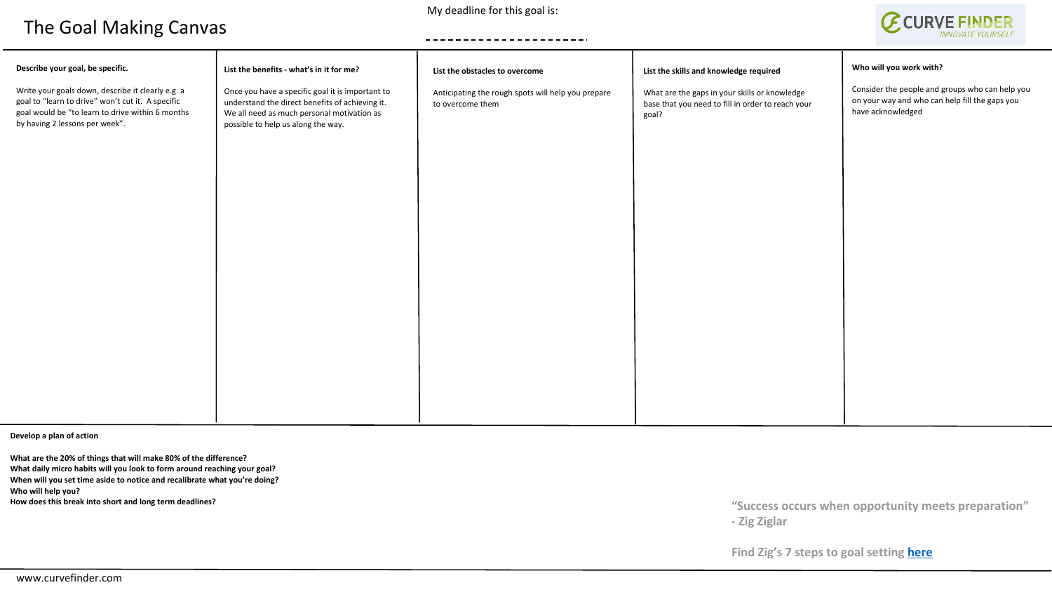# The Goal Making Canvas

My deadline for this goal is:

---

CURVE FINDER
INNOVATE YOURSELF

| Describe your goal, be specific. | List the benefits - what's in it for me? | List the obstacles to overcome | List the skills and knowledge required | Who will you work with? |
|---|---|---|---|---|
| Write your goals down, describe it clearly e.g. a goal to "learn to drive" won't cut it. A specific goal would be "to learn to drive within 6 months by having 2 lessons per week". | Once you have a specific goal it is important to understand the direct benefits of achieving it. We all need as much personal motivation as possible to help us along the way. | Anticipating the rough spots will help you prepare to overcome them | What are the gaps in your skills or knowledge base that you need to fill in order to reach your goal? | Consider the people and groups who can help you on your way and who can help fill the gaps you have acknowledged |

**Develop a plan of action**

**What are the 20% of things that will make 80% of the difference?**
**What daily micro habits will you look to form around reaching your goal?**
**When will you set time aside to notice and recalibrate what you're doing?**
**Who will help you?**
**How does this break into short and long term deadlines?**

**"Success occurs when opportunity meets preparation"**
**- Zig Ziglar**

**Find Zig's 7 steps to goal setting here**

www.curvefinder.com